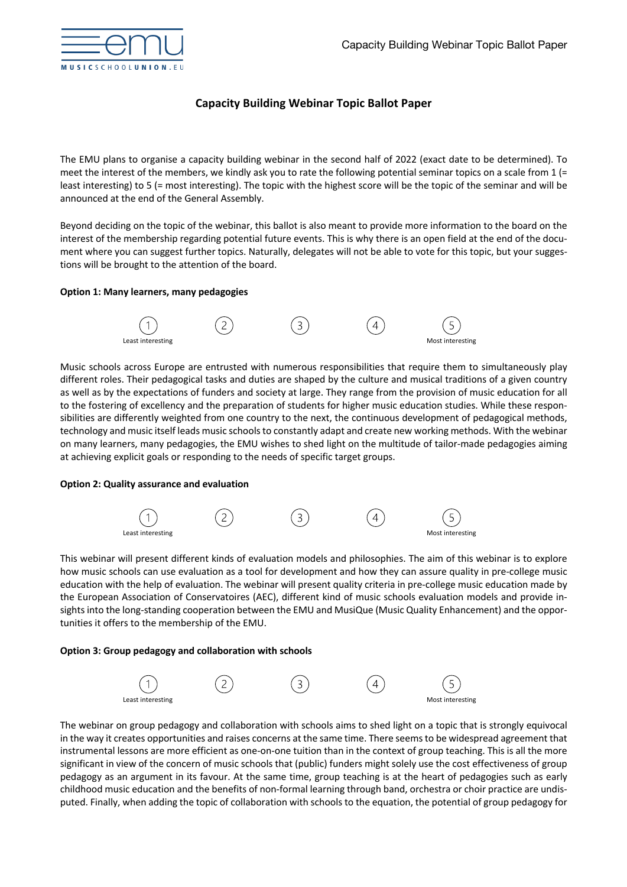# Capacity Building Webinar Topic Ballot Paper

The EMU plans to organise a capacity building webinar in the second half of 2022 (exact date to be determined). To meet the interest of the members, we kindly ask you to rate the following potential seminar topics on a scale from 1 (= least interesting) to 5 (= most interesting). The topic with the highest score will be the topic of the seminar and will be announced at the end of the General Assembly.

Beyond deciding on the topic of the webinar, this ballot is also meant to provide more information to the board on the interest of the membership regarding potential future events. This is why there is an open field at the end of the document where you can suggest further topics. Naturally, delegates will not be able to vote for this topic, but your suggestions will be brought to the attention of the board.

**Option 1: Many learners, many pedagogies**

① ② ③ ④ ⑤

Least interesting — Most interesting

Music schools across Europe are entrusted with numerous responsibilities that require them to simultaneously play different roles. Their pedagogical tasks and duties are shaped by the culture and musical traditions of a given country as well as by the expectations of funders and society at large. They range from the provision of music education for all to the fostering of excellency and the preparation of students for higher music education studies. While these responsibilities are differently weighted from one country to the next, the continuous development of pedagogical methods, technology and music itself leads music schools to constantly adapt and create new working methods. With the webinar on many learners, many pedagogies, the EMU wishes to shed light on the multitude of tailor-made pedagogies aiming at achieving explicit goals or responding to the needs of specific target groups.

**Option 2: Quality assurance and evaluation**

① ② ③ ④ ⑤

Least interesting — Most interesting

This webinar will present different kinds of evaluation models and philosophies. The aim of this webinar is to explore how music schools can use evaluation as a tool for development and how they can assure quality in pre-college music education with the help of evaluation. The webinar will present quality criteria in pre-college music education made by the European Association of Conservatoires (AEC), different kind of music schools evaluation models and provide insights into the long-standing cooperation between the EMU and MusiQue (Music Quality Enhancement) and the opportunities it offers to the membership of the EMU.

**Option 3: Group pedagogy and collaboration with schools**

① ② ③ ④ ⑤

Least interesting — Most interesting

The webinar on group pedagogy and collaboration with schools aims to shed light on a topic that is strongly equivocal in the way it creates opportunities and raises concerns at the same time. There seems to be widespread agreement that instrumental lessons are more efficient as one-on-one tuition than in the context of group teaching. This is all the more significant in view of the concern of music schools that (public) funders might solely use the cost effectiveness of group pedagogy as an argument in its favour. At the same time, group teaching is at the heart of pedagogies such as early childhood music education and the benefits of non-formal learning through band, orchestra or choir practice are undisputed. Finally, when adding the topic of collaboration with schools to the equation, the potential of group pedagogy for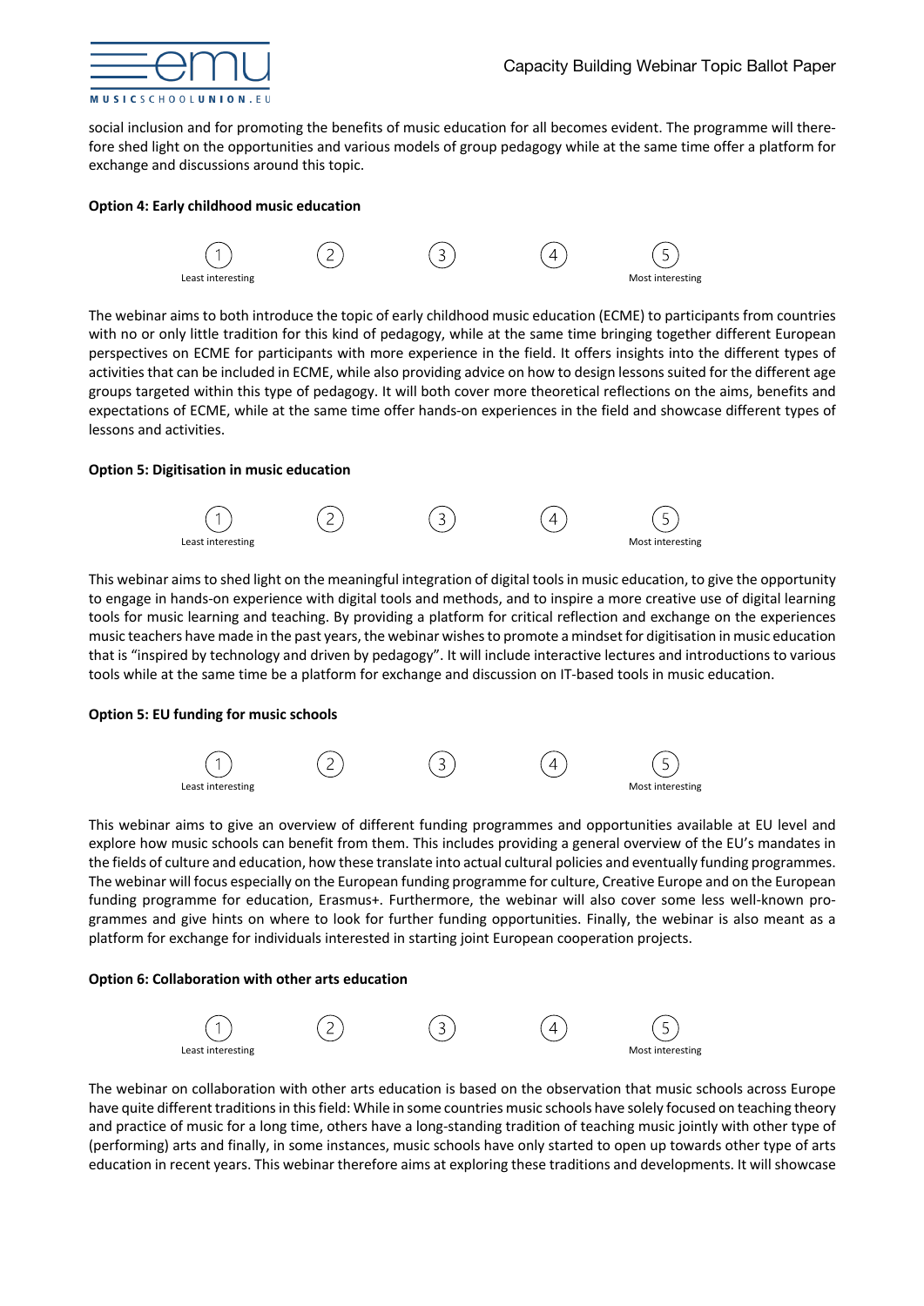social inclusion and for promoting the benefits of music education for all becomes evident. The programme will therefore shed light on the opportunities and various models of group pedagogy while at the same time offer a platform for exchange and discussions around this topic.

**Option 4: Early childhood music education**

| 1 | 2 | 3 | 4 | 5 |
|---|---|---|---|---|
| Least interesting | | | | Most interesting |

The webinar aims to both introduce the topic of early childhood music education (ECME) to participants from countries with no or only little tradition for this kind of pedagogy, while at the same time bringing together different European perspectives on ECME for participants with more experience in the field. It offers insights into the different types of activities that can be included in ECME, while also providing advice on how to design lessons suited for the different age groups targeted within this type of pedagogy. It will both cover more theoretical reflections on the aims, benefits and expectations of ECME, while at the same time offer hands-on experiences in the field and showcase different types of lessons and activities.

**Option 5: Digitisation in music education**

| 1 | 2 | 3 | 4 | 5 |
|---|---|---|---|---|
| Least interesting | | | | Most interesting |

This webinar aims to shed light on the meaningful integration of digital tools in music education, to give the opportunity to engage in hands-on experience with digital tools and methods, and to inspire a more creative use of digital learning tools for music learning and teaching. By providing a platform for critical reflection and exchange on the experiences music teachers have made in the past years, the webinar wishes to promote a mindset for digitisation in music education that is "inspired by technology and driven by pedagogy". It will include interactive lectures and introductions to various tools while at the same time be a platform for exchange and discussion on IT-based tools in music education.

**Option 5: EU funding for music schools**

| 1 | 2 | 3 | 4 | 5 |
|---|---|---|---|---|
| Least interesting | | | | Most interesting |

This webinar aims to give an overview of different funding programmes and opportunities available at EU level and explore how music schools can benefit from them. This includes providing a general overview of the EU's mandates in the fields of culture and education, how these translate into actual cultural policies and eventually funding programmes. The webinar will focus especially on the European funding programme for culture, Creative Europe and on the European funding programme for education, Erasmus+. Furthermore, the webinar will also cover some less well-known programmes and give hints on where to look for further funding opportunities. Finally, the webinar is also meant as a platform for exchange for individuals interested in starting joint European cooperation projects.

**Option 6: Collaboration with other arts education**

| 1 | 2 | 3 | 4 | 5 |
|---|---|---|---|---|
| Least interesting | | | | Most interesting |

The webinar on collaboration with other arts education is based on the observation that music schools across Europe have quite different traditions in this field: While in some countries music schools have solely focused on teaching theory and practice of music for a long time, others have a long-standing tradition of teaching music jointly with other type of (performing) arts and finally, in some instances, music schools have only started to open up towards other type of arts education in recent years. This webinar therefore aims at exploring these traditions and developments. It will showcase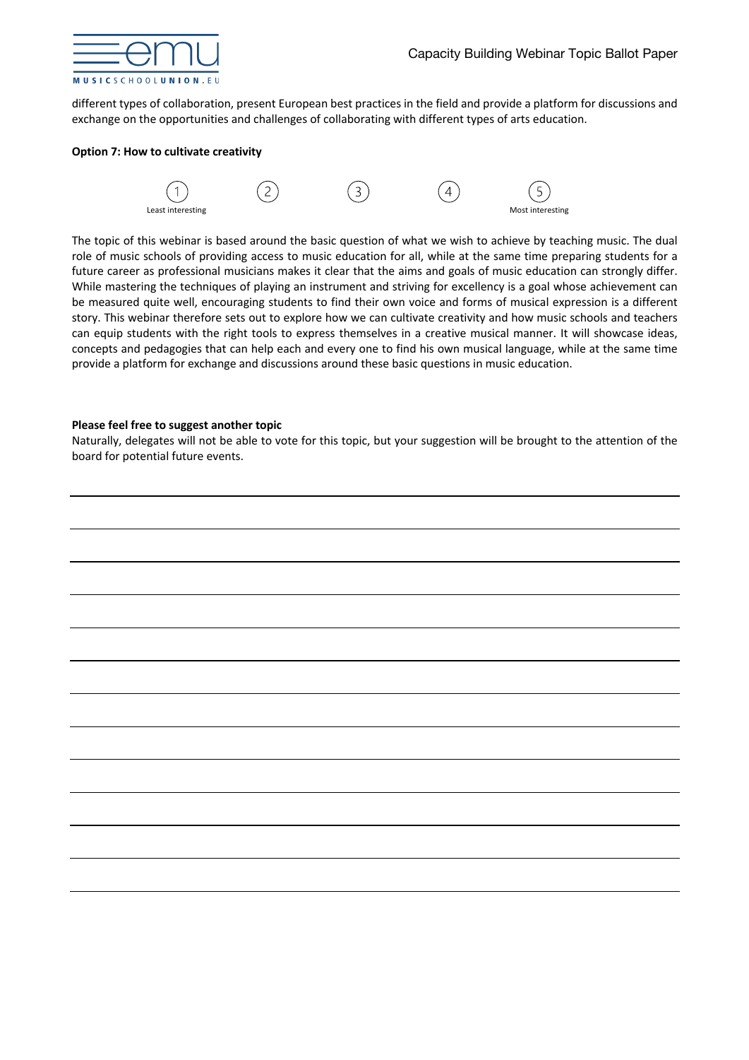different types of collaboration, present European best practices in the field and provide a platform for discussions and exchange on the opportunities and challenges of collaborating with different types of arts education.

**Option 7: How to cultivate creativity**

① ② ③ ④ ⑤

Least interesting — Most interesting

The topic of this webinar is based around the basic question of what we wish to achieve by teaching music. The dual role of music schools of providing access to music education for all, while at the same time preparing students for a future career as professional musicians makes it clear that the aims and goals of music education can strongly differ. While mastering the techniques of playing an instrument and striving for excellency is a goal whose achievement can be measured quite well, encouraging students to find their own voice and forms of musical expression is a different story. This webinar therefore sets out to explore how we can cultivate creativity and how music schools and teachers can equip students with the right tools to express themselves in a creative musical manner. It will showcase ideas, concepts and pedagogies that can help each and every one to find his own musical language, while at the same time provide a platform for exchange and discussions around these basic questions in music education.

**Please feel free to suggest another topic**

Naturally, delegates will not be able to vote for this topic, but your suggestion will be brought to the attention of the board for potential future events.